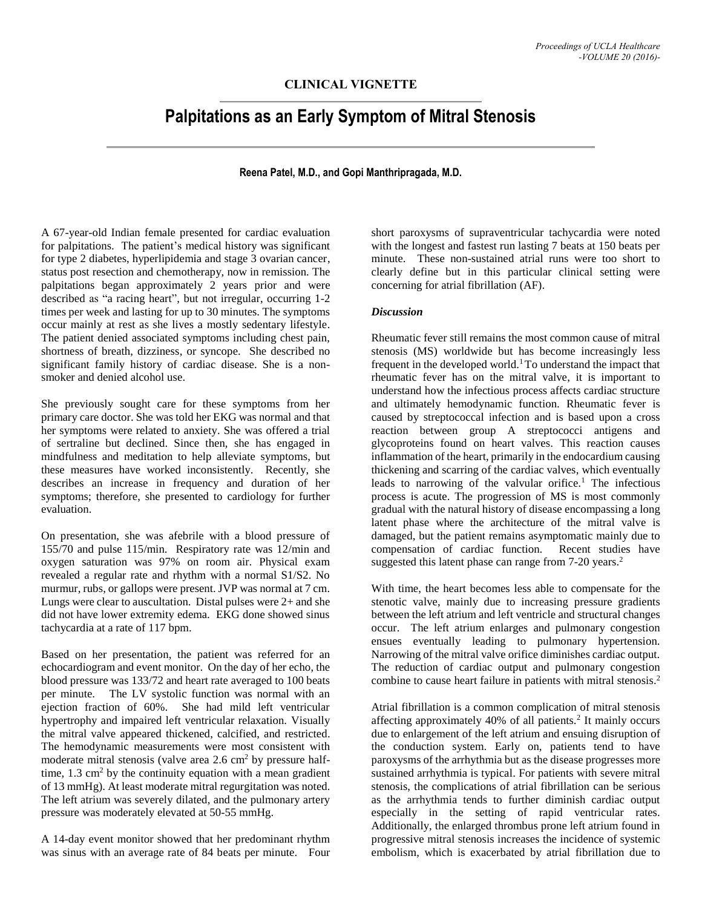## CLINICAL VIGNETTE

# Palpitations as an Early Symptom of Mitral Stenosis

**Reena Patel, M.D., and Gopi Manthripragada, M.D.**

A 67-year-old Indian female presented for cardiac evaluation for palpitations. The patient's medical history was significant for type 2 diabetes, hyperlipidemia and stage 3 ovarian cancer, status post resection and chemotherapy, now in remission. The palpitations began approximately 2 years prior and were described as "a racing heart", but not irregular, occurring 1-2 times per week and lasting for up to 30 minutes. The symptoms occur mainly at rest as she lives a mostly sedentary lifestyle. The patient denied associated symptoms including chest pain, shortness of breath, dizziness, or syncope. She described no significant family history of cardiac disease. She is a non-smoker and denied alcohol use.

She previously sought care for these symptoms from her primary care doctor. She was told her EKG was normal and that her symptoms were related to anxiety. She was offered a trial of sertraline but declined. Since then, she has engaged in mindfulness and meditation to help alleviate symptoms, but these measures have worked inconsistently. Recently, she describes an increase in frequency and duration of her symptoms; therefore, she presented to cardiology for further evaluation.

On presentation, she was afebrile with a blood pressure of 155/70 and pulse 115/min. Respiratory rate was 12/min and oxygen saturation was 97% on room air. Physical exam revealed a regular rate and rhythm with a normal S1/S2. No murmur, rubs, or gallops were present. JVP was normal at 7 cm. Lungs were clear to auscultation. Distal pulses were 2+ and she did not have lower extremity edema. EKG done showed sinus tachycardia at a rate of 117 bpm.

Based on her presentation, the patient was referred for an echocardiogram and event monitor. On the day of her echo, the blood pressure was 133/72 and heart rate averaged to 100 beats per minute. The LV systolic function was normal with an ejection fraction of 60%. She had mild left ventricular hypertrophy and impaired left ventricular relaxation. Visually the mitral valve appeared thickened, calcified, and restricted. The hemodynamic measurements were most consistent with moderate mitral stenosis (valve area 2.6 $cm^2$ by pressure half-time, 1.3 $cm^2$ by the continuity equation with a mean gradient of 13 mmHg). At least moderate mitral regurgitation was noted. The left atrium was severely dilated, and the pulmonary artery pressure was moderately elevated at 50-55 mmHg.

A 14-day event monitor showed that her predominant rhythm was sinus with an average rate of 84 beats per minute. Four short paroxysms of supraventricular tachycardia were noted with the longest and fastest run lasting 7 beats at 150 beats per minute. These non-sustained atrial runs were too short to clearly define but in this particular clinical setting were concerning for atrial fibrillation (AF).

### *Discussion*

Rheumatic fever still remains the most common cause of mitral stenosis (MS) worldwide but has become increasingly less frequent in the developed world.[1] To understand the impact that rheumatic fever has on the mitral valve, it is important to understand how the infectious process affects cardiac structure and ultimately hemodynamic function. Rheumatic fever is caused by streptococcal infection and is based upon a cross reaction between group A streptococci antigens and glycoproteins found on heart valves. This reaction causes inflammation of the heart, primarily in the endocardium causing thickening and scarring of the cardiac valves, which eventually leads to narrowing of the valvular orifice.[1] The infectious process is acute. The progression of MS is most commonly gradual with the natural history of disease encompassing a long latent phase where the architecture of the mitral valve is damaged, but the patient remains asymptomatic mainly due to compensation of cardiac function. Recent studies have suggested this latent phase can range from 7-20 years.[2]

With time, the heart becomes less able to compensate for the stenotic valve, mainly due to increasing pressure gradients between the left atrium and left ventricle and structural changes occur. The left atrium enlarges and pulmonary congestion ensues eventually leading to pulmonary hypertension. Narrowing of the mitral valve orifice diminishes cardiac output. The reduction of cardiac output and pulmonary congestion combine to cause heart failure in patients with mitral stenosis.[2]

Atrial fibrillation is a common complication of mitral stenosis affecting approximately 40% of all patients.[2] It mainly occurs due to enlargement of the left atrium and ensuing disruption of the conduction system. Early on, patients tend to have paroxysms of the arrhythmia but as the disease progresses more sustained arrhythmia is typical. For patients with severe mitral stenosis, the complications of atrial fibrillation can be serious as the arrhythmia tends to further diminish cardiac output especially in the setting of rapid ventricular rates. Additionally, the enlarged thrombus prone left atrium found in progressive mitral stenosis increases the incidence of systemic embolism, which is exacerbated by atrial fibrillation due to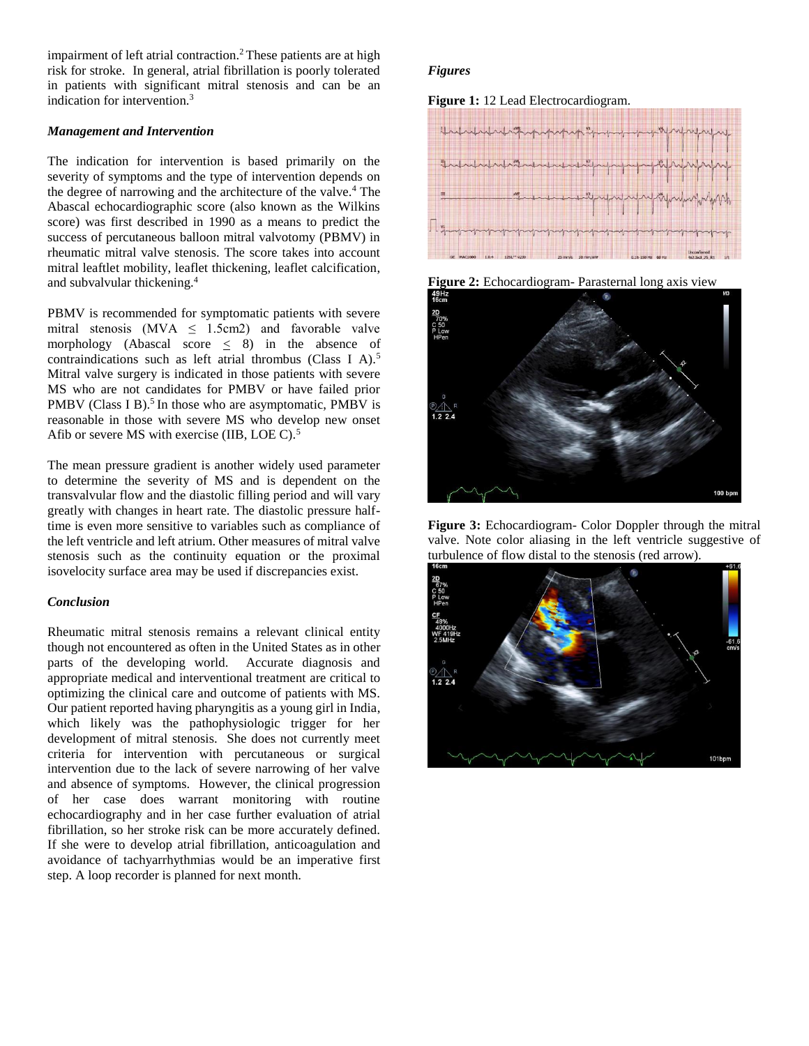impairment of left atrial contraction.[2] These patients are at high risk for stroke. In general, atrial fibrillation is poorly tolerated in patients with significant mitral stenosis and can be an indication for intervention.[3]

### *Management and Intervention*

The indication for intervention is based primarily on the severity of symptoms and the type of intervention depends on the degree of narrowing and the architecture of the valve.[4] The Abascal echocardiographic score (also known as the Wilkins score) was first described in 1990 as a means to predict the success of percutaneous balloon mitral valvotomy (PBMV) in rheumatic mitral valve stenosis. The score takes into account mitral leaflet mobility, leaflet thickening, leaflet calcification, and subvalvular thickening.[4]

PBMV is recommended for symptomatic patients with severe mitral stenosis (MVA $\leq$ 1.5cm2) and favorable valve morphology (Abascal score $\leq$ 8) in the absence of contraindications such as left atrial thrombus (Class I A).[5] Mitral valve surgery is indicated in those patients with severe MS who are not candidates for PMBV or have failed prior PMBV (Class I B).[5] In those who are asymptomatic, PMBV is reasonable in those with severe MS who develop new onset Afib or severe MS with exercise (IIB, LOE C).[5]

The mean pressure gradient is another widely used parameter to determine the severity of MS and is dependent on the transvalvular flow and the diastolic filling period and will vary greatly with changes in heart rate. The diastolic pressure half-time is even more sensitive to variables such as compliance of the left ventricle and left atrium. Other measures of mitral valve stenosis such as the continuity equation or the proximal isovelocity surface area may be used if discrepancies exist.

### *Conclusion*

Rheumatic mitral stenosis remains a relevant clinical entity though not encountered as often in the United States as in other parts of the developing world. Accurate diagnosis and appropriate medical and interventional treatment are critical to optimizing the clinical care and outcome of patients with MS. Our patient reported having pharyngitis as a young girl in India, which likely was the pathophysiologic trigger for her development of mitral stenosis. She does not currently meet criteria for intervention with percutaneous or surgical intervention due to the lack of severe narrowing of her valve and absence of symptoms. However, the clinical progression of her case does warrant monitoring with routine echocardiography and in her case further evaluation of atrial fibrillation, so her stroke risk can be more accurately defined. If she were to develop atrial fibrillation, anticoagulation and avoidance of tachyarrhythmias would be an imperative first step. A loop recorder is planned for next month.

### *Figures*

**Figure 1:** 12 Lead Electrocardiogram.

**Figure 2:** Echocardiogram- Parasternal long axis view

**Figure 3:** Echocardiogram- Color Doppler through the mitral valve. Note color aliasing in the left ventricle suggestive of turbulence of flow distal to the stenosis (red arrow).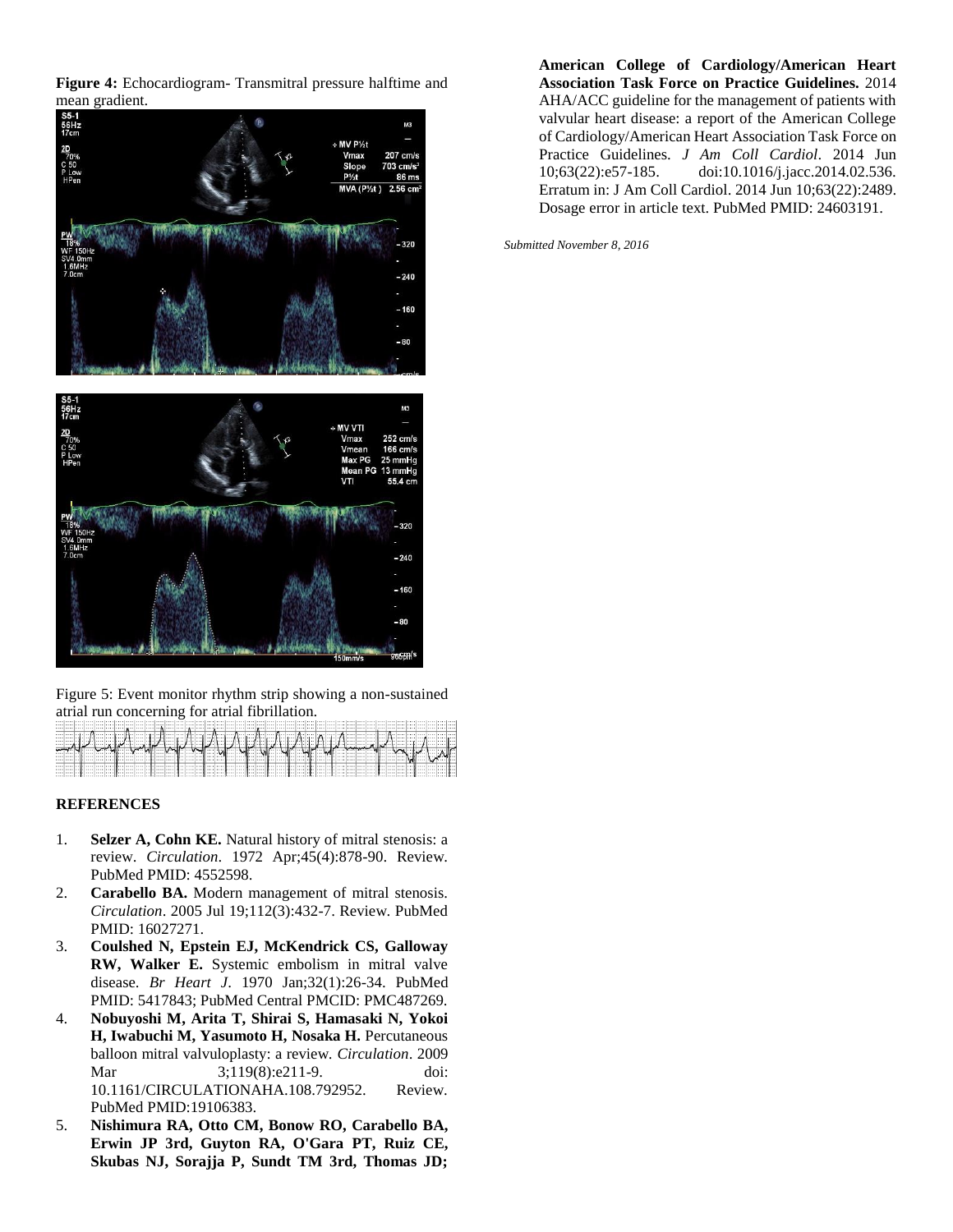**Figure 4:** Echocardiogram- Transmitral pressure halftime and mean gradient.

MV P½t
Vmax 207 cm/s
Slope 703 cm/s²
P½t 86 ms
MVA (P½t) 2.56 cm²

MV VTI
Vmax 252 cm/s
Vmean 166 cm/s
Max PG 25 mmHg
Mean PG 13 mmHg
VTI 55.4 cm

Figure 5: Event monitor rhythm strip showing a non-sustained atrial run concerning for atrial fibrillation.

## REFERENCES

1. **Selzer A, Cohn KE.** Natural history of mitral stenosis: a review. *Circulation*. 1972 Apr;45(4):878-90. Review. PubMed PMID: 4552598.
2. **Carabello BA.** Modern management of mitral stenosis. *Circulation*. 2005 Jul 19;112(3):432-7. Review. PubMed PMID: 16027271.
3. **Coulshed N, Epstein EJ, McKendrick CS, Galloway RW, Walker E.** Systemic embolism in mitral valve disease. *Br Heart J*. 1970 Jan;32(1):26-34. PubMed PMID: 5417843; PubMed Central PMCID: PMC487269.
4. **Nobuyoshi M, Arita T, Shirai S, Hamasaki N, Yokoi H, Iwabuchi M, Yasumoto H, Nosaka H.** Percutaneous balloon mitral valvuloplasty: a review. *Circulation*. 2009 Mar 3;119(8):e211-9. doi: 10.1161/CIRCULATIONAHA.108.792952. Review. PubMed PMID:19106383.
5. **Nishimura RA, Otto CM, Bonow RO, Carabello BA, Erwin JP 3rd, Guyton RA, O'Gara PT, Ruiz CE, Skubas NJ, Sorajja P, Sundt TM 3rd, Thomas JD; American College of Cardiology/American Heart Association Task Force on Practice Guidelines.** 2014 AHA/ACC guideline for the management of patients with valvular heart disease: a report of the American College of Cardiology/American Heart Association Task Force on Practice Guidelines. *J Am Coll Cardiol*. 2014 Jun 10;63(22):e57-185. doi:10.1016/j.jacc.2014.02.536. Erratum in: J Am Coll Cardiol. 2014 Jun 10;63(22):2489. Dosage error in article text. PubMed PMID: 24603191.

*Submitted November 8, 2016*